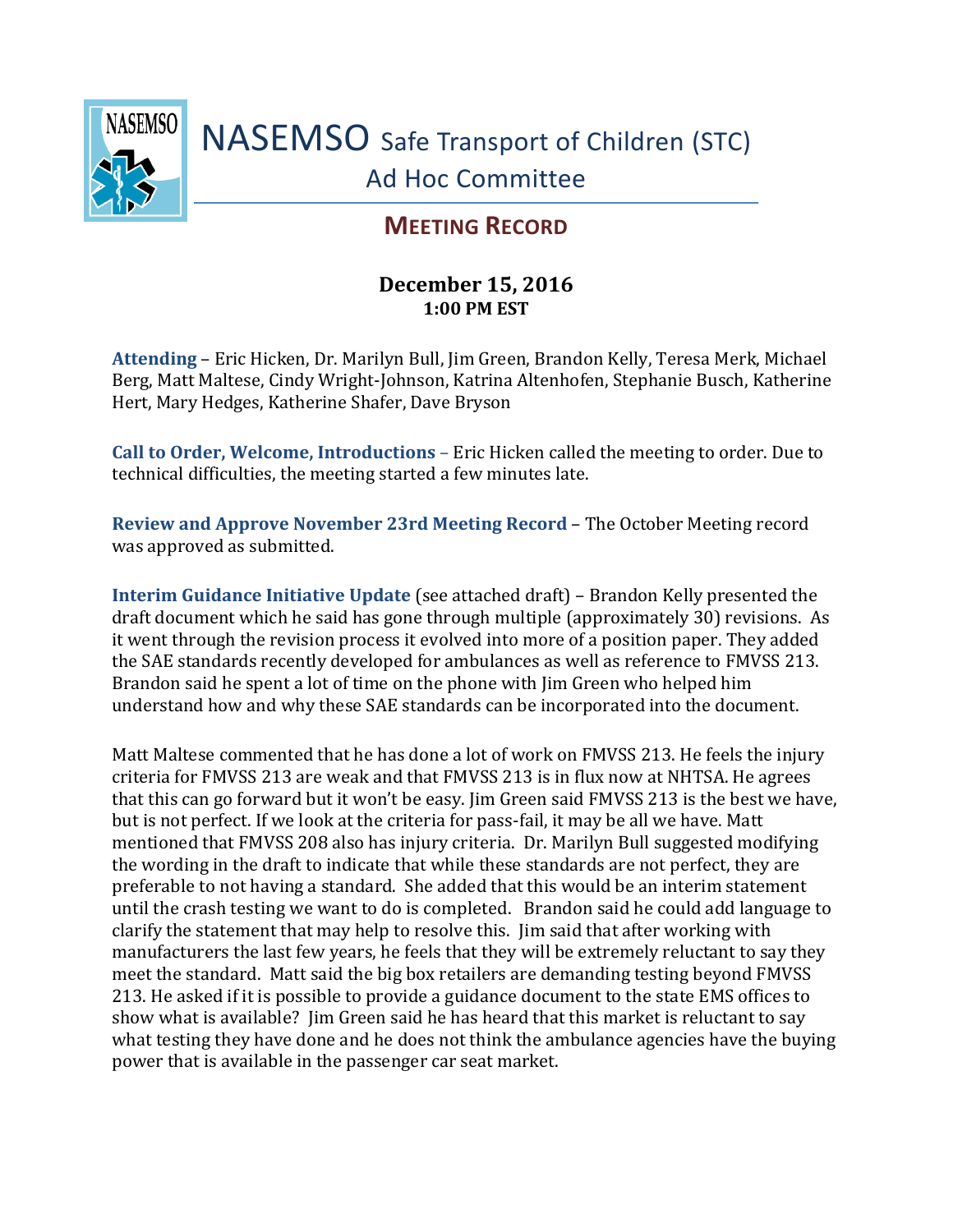# NASEMSO Safe Transport of Children (STC) Ad Hoc Committee

## MEETING RECORD

**December 15, 2016**
**1:00 PM EST**

**Attending** – Eric Hicken, Dr. Marilyn Bull, Jim Green, Brandon Kelly, Teresa Merk, Michael Berg, Matt Maltese, Cindy Wright-Johnson, Katrina Altenhofen, Stephanie Busch, Katherine Hert, Mary Hedges, Katherine Shafer, Dave Bryson

**Call to Order, Welcome, Introductions** – Eric Hicken called the meeting to order. Due to technical difficulties, the meeting started a few minutes late.

**Review and Approve November 23rd Meeting Record** – The October Meeting record was approved as submitted.

**Interim Guidance Initiative Update** (see attached draft) – Brandon Kelly presented the draft document which he said has gone through multiple (approximately 30) revisions. As it went through the revision process it evolved into more of a position paper. They added the SAE standards recently developed for ambulances as well as reference to FMVSS 213. Brandon said he spent a lot of time on the phone with Jim Green who helped him understand how and why these SAE standards can be incorporated into the document.

Matt Maltese commented that he has done a lot of work on FMVSS 213. He feels the injury criteria for FMVSS 213 are weak and that FMVSS 213 is in flux now at NHTSA. He agrees that this can go forward but it won't be easy. Jim Green said FMVSS 213 is the best we have, but is not perfect. If we look at the criteria for pass-fail, it may be all we have. Matt mentioned that FMVSS 208 also has injury criteria. Dr. Marilyn Bull suggested modifying the wording in the draft to indicate that while these standards are not perfect, they are preferable to not having a standard. She added that this would be an interim statement until the crash testing we want to do is completed. Brandon said he could add language to clarify the statement that may help to resolve this. Jim said that after working with manufacturers the last few years, he feels that they will be extremely reluctant to say they meet the standard. Matt said the big box retailers are demanding testing beyond FMVSS 213. He asked if it is possible to provide a guidance document to the state EMS offices to show what is available? Jim Green said he has heard that this market is reluctant to say what testing they have done and he does not think the ambulance agencies have the buying power that is available in the passenger car seat market.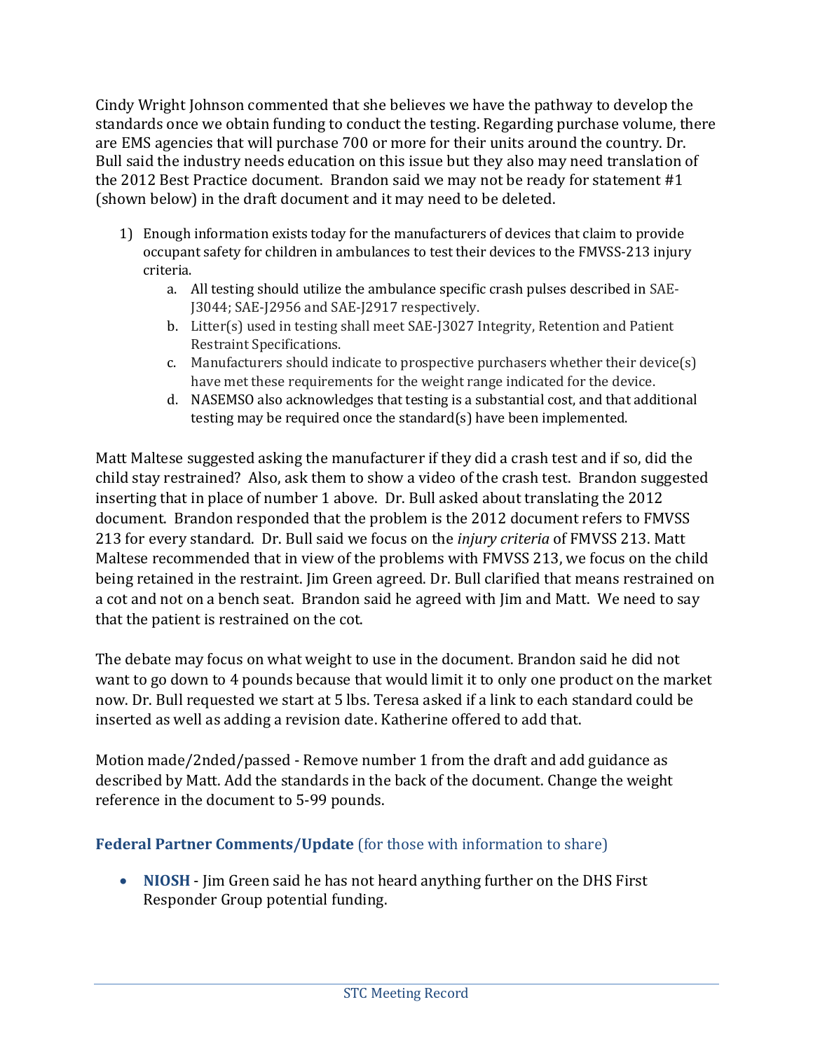Cindy Wright Johnson commented that she believes we have the pathway to develop the standards once we obtain funding to conduct the testing. Regarding purchase volume, there are EMS agencies that will purchase 700 or more for their units around the country. Dr. Bull said the industry needs education on this issue but they also may need translation of the 2012 Best Practice document. Brandon said we may not be ready for statement #1 (shown below) in the draft document and it may need to be deleted.

1) Enough information exists today for the manufacturers of devices that claim to provide occupant safety for children in ambulances to test their devices to the FMVSS-213 injury criteria.
    a. All testing should utilize the ambulance specific crash pulses described in SAE-J3044; SAE-J2956 and SAE-J2917 respectively.
    b. Litter(s) used in testing shall meet SAE-J3027 Integrity, Retention and Patient Restraint Specifications.
    c. Manufacturers should indicate to prospective purchasers whether their device(s) have met these requirements for the weight range indicated for the device.
    d. NASEMSO also acknowledges that testing is a substantial cost, and that additional testing may be required once the standard(s) have been implemented.

Matt Maltese suggested asking the manufacturer if they did a crash test and if so, did the child stay restrained? Also, ask them to show a video of the crash test. Brandon suggested inserting that in place of number 1 above. Dr. Bull asked about translating the 2012 document. Brandon responded that the problem is the 2012 document refers to FMVSS 213 for every standard. Dr. Bull said we focus on the *injury criteria* of FMVSS 213. Matt Maltese recommended that in view of the problems with FMVSS 213, we focus on the child being retained in the restraint. Jim Green agreed. Dr. Bull clarified that means restrained on a cot and not on a bench seat. Brandon said he agreed with Jim and Matt. We need to say that the patient is restrained on the cot.

The debate may focus on what weight to use in the document. Brandon said he did not want to go down to 4 pounds because that would limit it to only one product on the market now. Dr. Bull requested we start at 5 lbs. Teresa asked if a link to each standard could be inserted as well as adding a revision date. Katherine offered to add that.

Motion made/2nded/passed - Remove number 1 from the draft and add guidance as described by Matt. Add the standards in the back of the document. Change the weight reference in the document to 5-99 pounds.

### Federal Partner Comments/Update (for those with information to share)

- **NIOSH** - Jim Green said he has not heard anything further on the DHS First Responder Group potential funding.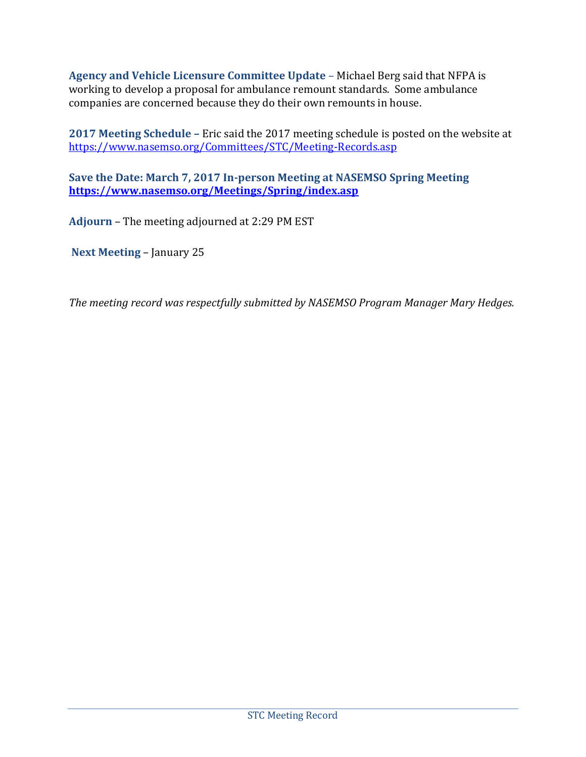**Agency and Vehicle Licensure Committee Update** – Michael Berg said that NFPA is working to develop a proposal for ambulance remount standards. Some ambulance companies are concerned because they do their own remounts in house.

**2017 Meeting Schedule –** Eric said the 2017 meeting schedule is posted on the website at https://www.nasemso.org/Committees/STC/Meeting-Records.asp

**Save the Date: March 7, 2017 In-person Meeting at NASEMSO Spring Meeting https://www.nasemso.org/Meetings/Spring/index.asp**

**Adjourn** – The meeting adjourned at 2:29 PM EST

**Next Meeting** – January 25

*The meeting record was respectfully submitted by NASEMSO Program Manager Mary Hedges.*